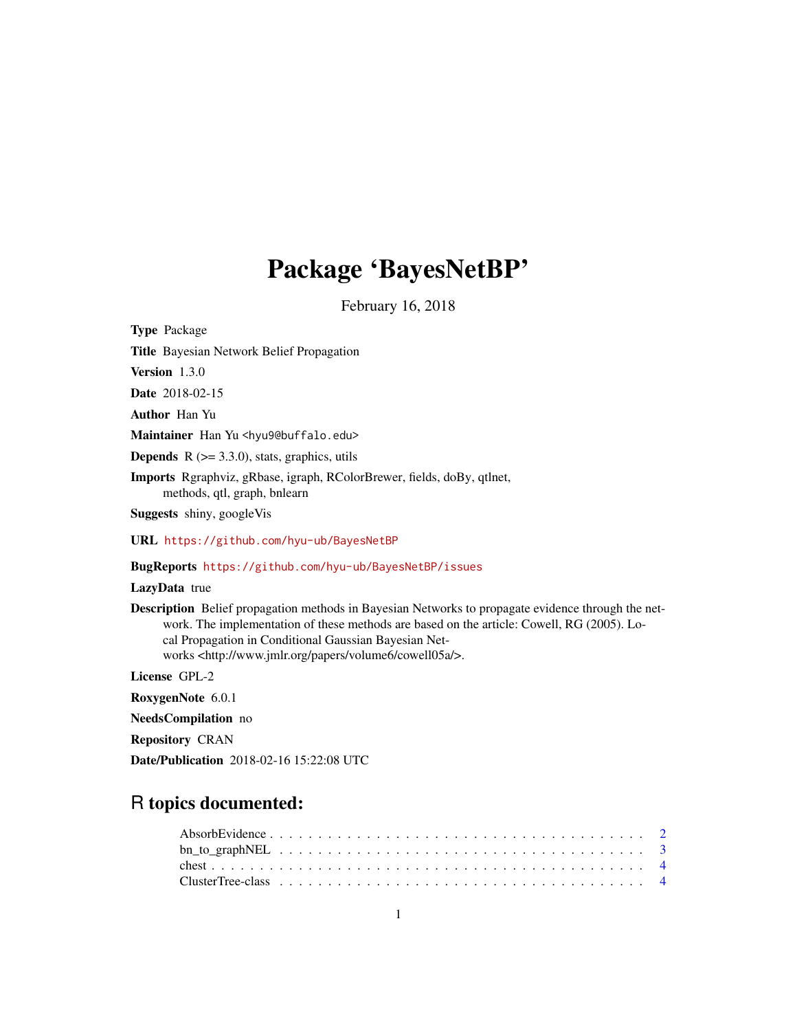# Package 'BayesNetBP'

February 16, 2018

**Type** Package

**Title** Bayesian Network Belief Propagation

**Version** 1.3.0

**Date** 2018-02-15

**Author** Han Yu

**Maintainer** Han Yu <hyu9@buffalo.edu>

**Depends** R (>= 3.3.0), stats, graphics, utils

**Imports** Rgraphviz, gRbase, igraph, RColorBrewer, fields, doBy, qtlnet, methods, qtl, graph, bnlearn

**Suggests** shiny, googleVis

**URL** https://github.com/hyu-ub/BayesNetBP

**BugReports** https://github.com/hyu-ub/BayesNetBP/issues

**LazyData** true

**Description** Belief propagation methods in Bayesian Networks to propagate evidence through the network. The implementation of these methods are based on the article: Cowell, RG (2005). Local Propagation in Conditional Gaussian Bayesian Networks <http://www.jmlr.org/papers/volume6/cowell05a/>.

**License** GPL-2

**RoxygenNote** 6.0.1

**NeedsCompilation** no

**Repository** CRAN

**Date/Publication** 2018-02-16 15:22:08 UTC

## R topics documented:

AbsorbEvidence . . . . . . . . . . . . . . . . . . . . . . . . . . . . . . . . . . . . . . . 2
bn_to_graphNEL . . . . . . . . . . . . . . . . . . . . . . . . . . . . . . . . . . . . . . 3
chest . . . . . . . . . . . . . . . . . . . . . . . . . . . . . . . . . . . . . . . . . . . . 4
ClusterTree-class . . . . . . . . . . . . . . . . . . . . . . . . . . . . . . . . . . . . . . 4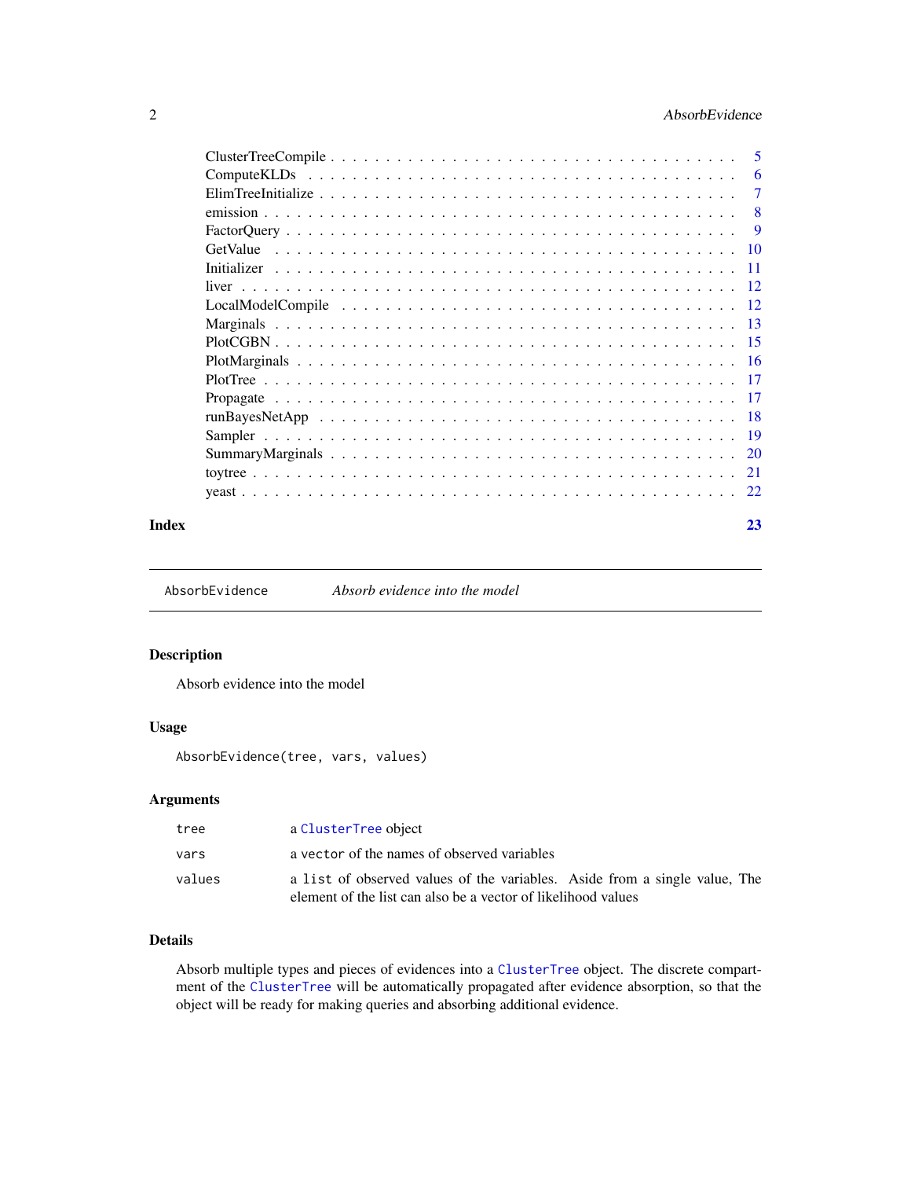| | |
|---|---|
| ClusterTreeCompile | 5 |
| ComputeKLDs | 6 |
| ElimTreeInitialize | 7 |
| emission | 8 |
| FactorQuery | 9 |
| GetValue | 10 |
| Initializer | 11 |
| liver | 12 |
| LocalModelCompile | 12 |
| Marginals | 13 |
| PlotCGBN | 15 |
| PlotMarginals | 16 |
| PlotTree | 17 |
| Propagate | 17 |
| runBayesNetApp | 18 |
| Sampler | 19 |
| SummaryMarginals | 20 |
| toytree | 21 |
| yeast | 22 |

**Index** **23**

---

`AbsorbEvidence` *Absorb evidence into the model*

---

## Description

Absorb evidence into the model

## Usage

```
AbsorbEvidence(tree, vars, values)
```

## Arguments

| | |
|---|---|
| `tree` | a `ClusterTree` object |
| `vars` | a `vector` of the names of observed variables |
| `values` | a `list` of observed values of the variables. Aside from a single value, The element of the list can also be a vector of likelihood values |

## Details

Absorb multiple types and pieces of evidences into a `ClusterTree` object. The discrete compartment of the `ClusterTree` will be automatically propagated after evidence absorption, so that the object will be ready for making queries and absorbing additional evidence.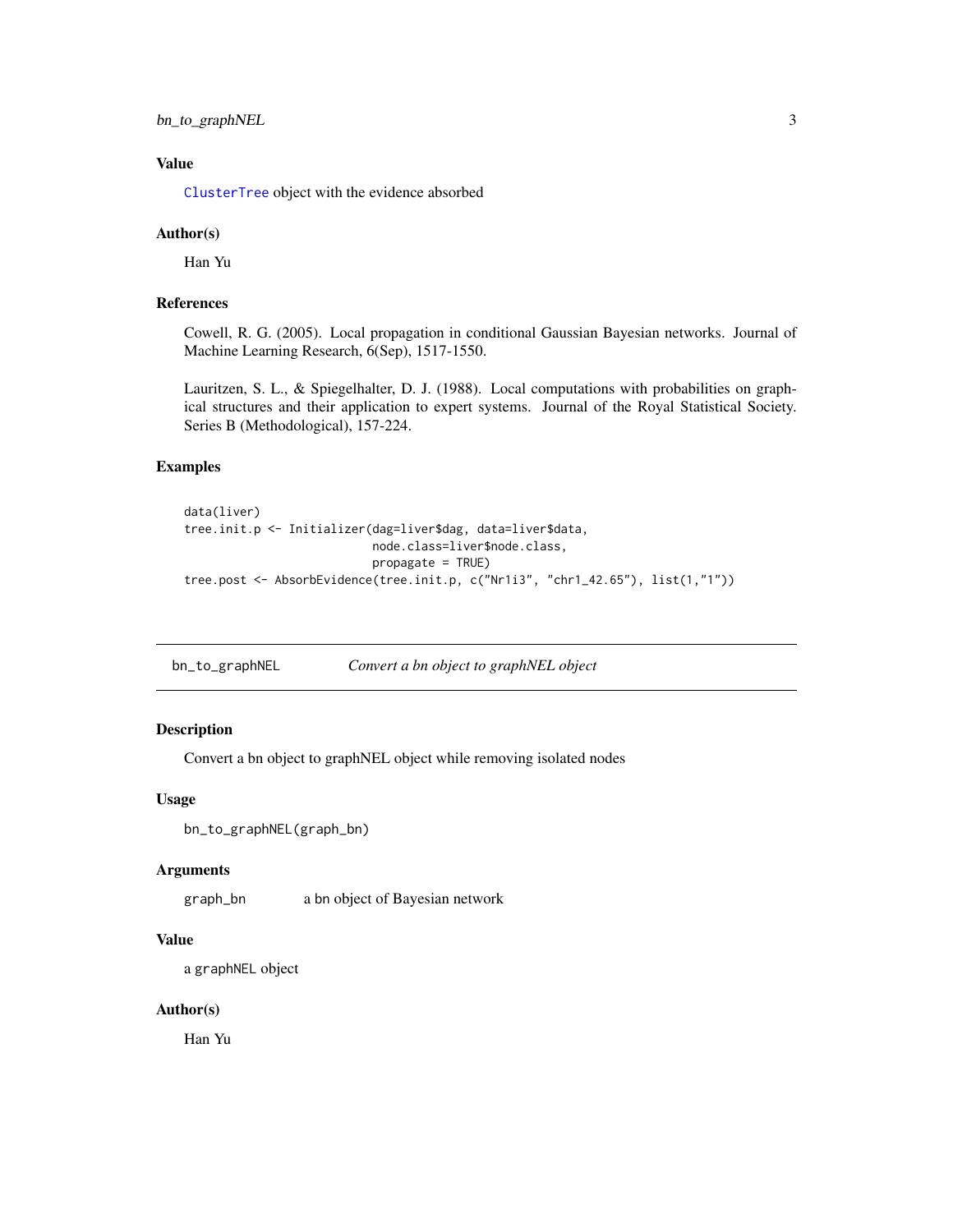## Value

ClusterTree object with the evidence absorbed

## Author(s)

Han Yu

## References

Cowell, R. G. (2005). Local propagation in conditional Gaussian Bayesian networks. Journal of Machine Learning Research, 6(Sep), 1517-1550.

Lauritzen, S. L., & Spiegelhalter, D. J. (1988). Local computations with probabilities on graphical structures and their application to expert systems. Journal of the Royal Statistical Society. Series B (Methodological), 157-224.

## Examples

```
data(liver)
tree.init.p <- Initializer(dag=liver$dag, data=liver$data,
                           node.class=liver$node.class,
                           propagate = TRUE)
tree.post <- AbsorbEvidence(tree.init.p, c("Nr1i3", "chr1_42.65"), list(1,"1"))
```

---

# bn_to_graphNEL    *Convert a bn object to graphNEL object*

## Description

Convert a bn object to graphNEL object while removing isolated nodes

## Usage

```
bn_to_graphNEL(graph_bn)
```

## Arguments

graph_bn    a bn object of Bayesian network

## Value

a graphNEL object

## Author(s)

Han Yu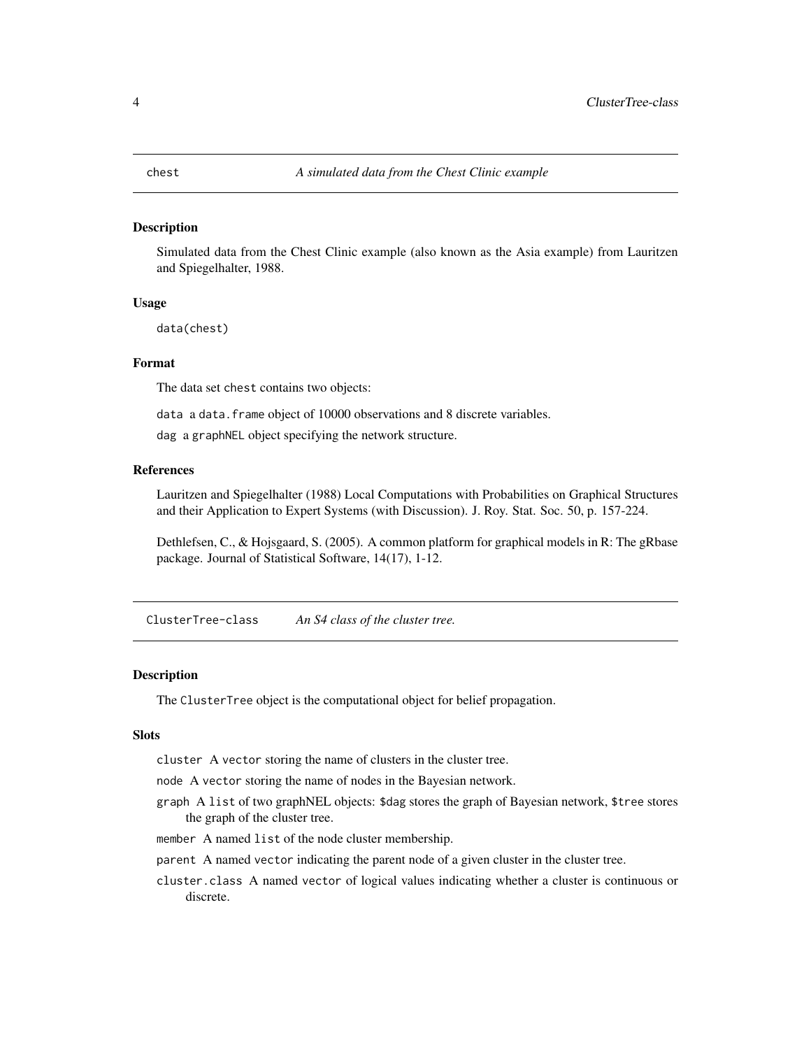## chest    *A simulated data from the Chest Clinic example*

### Description

Simulated data from the Chest Clinic example (also known as the Asia example) from Lauritzen and Spiegelhalter, 1988.

### Usage

```
data(chest)
```

### Format

The data set `chest` contains two objects:

`data` a `data.frame` object of 10000 observations and 8 discrete variables.

`dag` a `graphNEL` object specifying the network structure.

### References

Lauritzen and Spiegelhalter (1988) Local Computations with Probabilities on Graphical Structures and their Application to Expert Systems (with Discussion). J. Roy. Stat. Soc. 50, p. 157-224.

Dethlefsen, C., & Hojsgaard, S. (2005). A common platform for graphical models in R: The gRbase package. Journal of Statistical Software, 14(17), 1-12.

## ClusterTree-class    *An S4 class of the cluster tree.*

### Description

The `ClusterTree` object is the computational object for belief propagation.

### Slots

`cluster` A `vector` storing the name of clusters in the cluster tree.

`node` A `vector` storing the name of nodes in the Bayesian network.

`graph` A `list` of two graphNEL objects: `$dag` stores the graph of Bayesian network, `$tree` stores the graph of the cluster tree.

`member` A named `list` of the node cluster membership.

`parent` A named `vector` indicating the parent node of a given cluster in the cluster tree.

`cluster.class` A named `vector` of logical values indicating whether a cluster is continuous or discrete.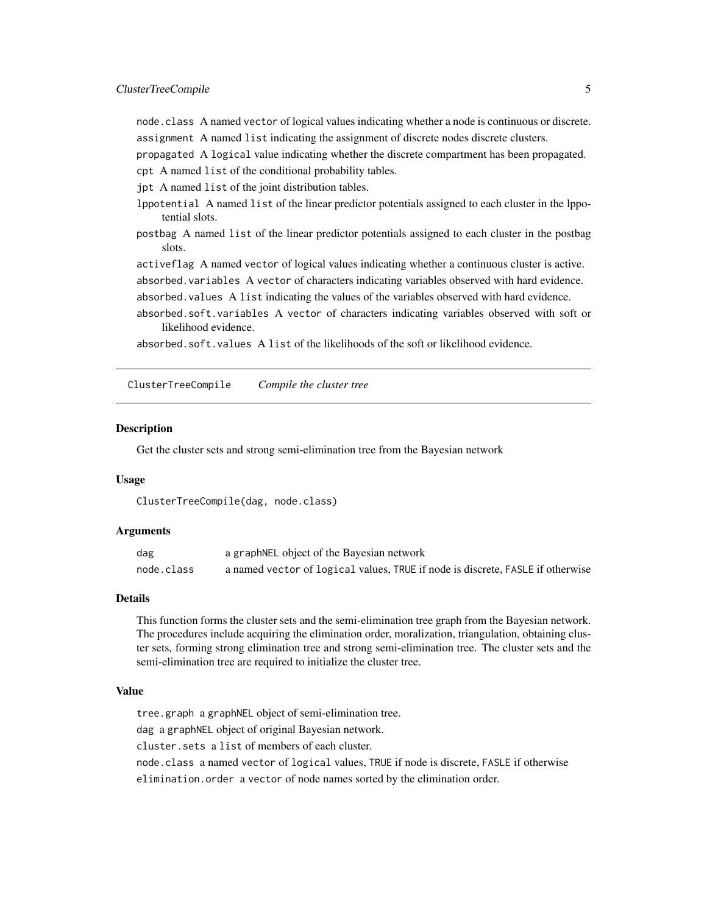node.class A named vector of logical values indicating whether a node is continuous or discrete.

assignment A named list indicating the assignment of discrete nodes discrete clusters.

propagated A logical value indicating whether the discrete compartment has been propagated.

cpt A named list of the conditional probability tables.

jpt A named list of the joint distribution tables.

lppotential A named list of the linear predictor potentials assigned to each cluster in the lppotential slots.

postbag A named list of the linear predictor potentials assigned to each cluster in the postbag slots.

activeflag A named vector of logical values indicating whether a continuous cluster is active.

absorbed.variables A vector of characters indicating variables observed with hard evidence.

absorbed.values A list indicating the values of the variables observed with hard evidence.

absorbed.soft.variables A vector of characters indicating variables observed with soft or likelihood evidence.

absorbed.soft.values A list of the likelihoods of the soft or likelihood evidence.

---

## ClusterTreeCompile *Compile the cluster tree*

### Description

Get the cluster sets and strong semi-elimination tree from the Bayesian network

### Usage

```
ClusterTreeCompile(dag, node.class)
```

### Arguments

| | |
|---|---|
| dag | a graphNEL object of the Bayesian network |
| node.class | a named vector of logical values, TRUE if node is discrete, FASLE if otherwise |

### Details

This function forms the cluster sets and the semi-elimination tree graph from the Bayesian network. The procedures include acquiring the elimination order, moralization, triangulation, obtaining cluster sets, forming strong elimination tree and strong semi-elimination tree. The cluster sets and the semi-elimination tree are required to initialize the cluster tree.

### Value

tree.graph a graphNEL object of semi-elimination tree.

dag a graphNEL object of original Bayesian network.

cluster.sets a list of members of each cluster.

node.class a named vector of logical values, TRUE if node is discrete, FASLE if otherwise

elimination.order a vector of node names sorted by the elimination order.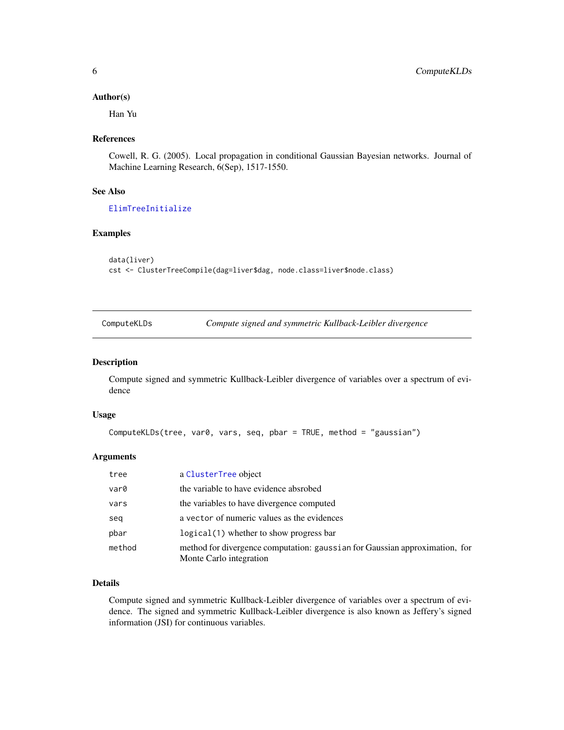### Author(s)

Han Yu

### References

Cowell, R. G. (2005). Local propagation in conditional Gaussian Bayesian networks. Journal of Machine Learning Research, 6(Sep), 1517-1550.

### See Also

ElimTreeInitialize

### Examples

```
data(liver)
cst <- ClusterTreeCompile(dag=liver$dag, node.class=liver$node.class)
```

---

## ComputeKLDs *Compute signed and symmetric Kullback-Leibler divergence*

---

### Description

Compute signed and symmetric Kullback-Leibler divergence of variables over a spectrum of evidence

### Usage

```
ComputeKLDs(tree, var0, vars, seq, pbar = TRUE, method = "gaussian")
```

### Arguments

| | |
|---|---|
| tree | a ClusterTree object |
| var0 | the variable to have evidence absrobed |
| vars | the variables to have divergence computed |
| seq | a vector of numeric values as the evidences |
| pbar | logical(1) whether to show progress bar |
| method | method for divergence computation: gaussian for Gaussian approximation, for Monte Carlo integration |

### Details

Compute signed and symmetric Kullback-Leibler divergence of variables over a spectrum of evidence. The signed and symmetric Kullback-Leibler divergence is also known as Jeffery's signed information (JSI) for continuous variables.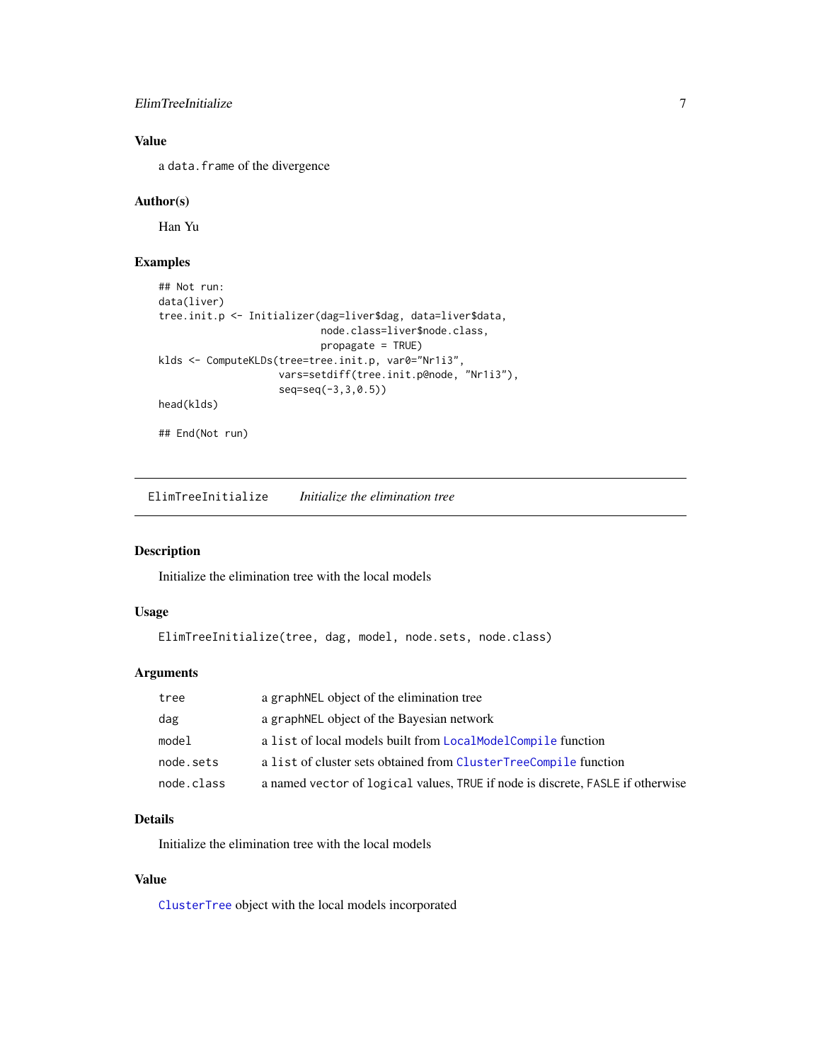### Value

a `data.frame` of the divergence

### Author(s)

Han Yu

### Examples

```
## Not run:
data(liver)
tree.init.p <- Initializer(dag=liver$dag, data=liver$data,
                           node.class=liver$node.class,
                           propagate = TRUE)
klds <- ComputeKLDs(tree=tree.init.p, var0="Nr1i3",
                    vars=setdiff(tree.init.p@node, "Nr1i3"),
                    seq=seq(-3,3,0.5))
head(klds)

## End(Not run)
```

---

## ElimTreeInitialize    *Initialize the elimination tree*

### Description

Initialize the elimination tree with the local models

### Usage

```
ElimTreeInitialize(tree, dag, model, node.sets, node.class)
```

### Arguments

| | |
|---|---|
| `tree` | a `graphNEL` object of the elimination tree |
| `dag` | a `graphNEL` object of the Bayesian network |
| `model` | a `list` of local models built from `LocalModelCompile` function |
| `node.sets` | a `list` of cluster sets obtained from `ClusterTreeCompile` function |
| `node.class` | a named `vector` of `logical` values, `TRUE` if node is discrete, `FASLE` if otherwise |

### Details

Initialize the elimination tree with the local models

### Value

`ClusterTree` object with the local models incorporated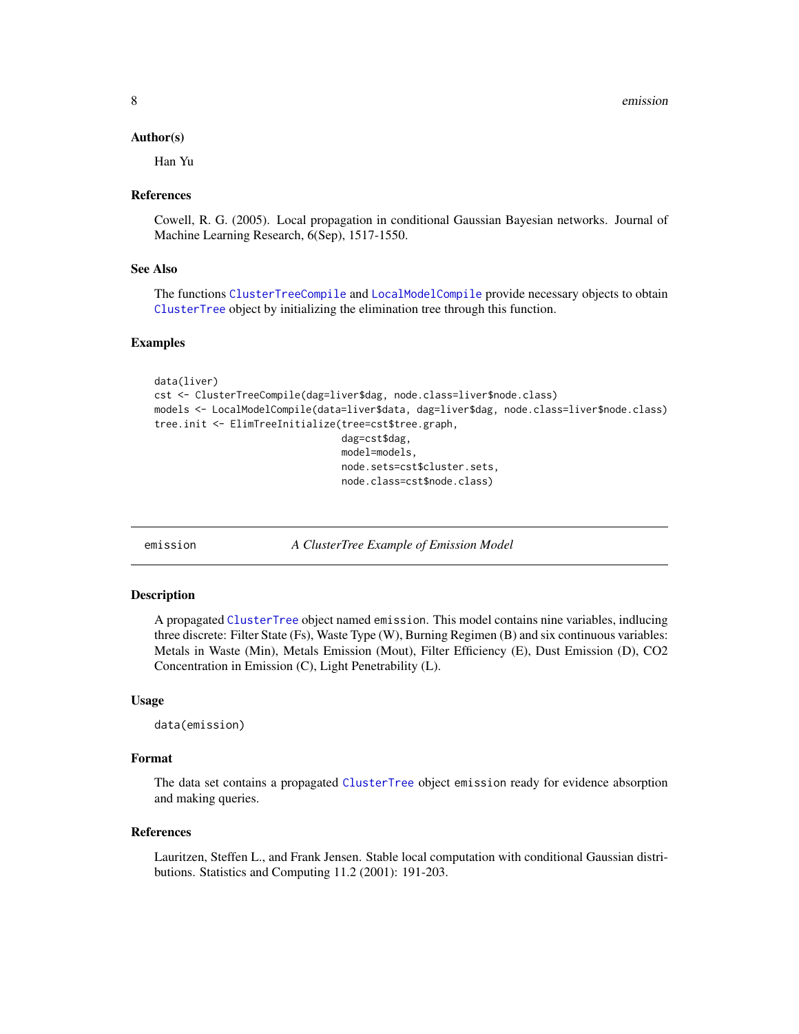### Author(s)

Han Yu

### References

Cowell, R. G. (2005). Local propagation in conditional Gaussian Bayesian networks. Journal of Machine Learning Research, 6(Sep), 1517-1550.

### See Also

The functions ClusterTreeCompile and LocalModelCompile provide necessary objects to obtain ClusterTree object by initializing the elimination tree through this function.

### Examples

```
data(liver)
cst <- ClusterTreeCompile(dag=liver$dag, node.class=liver$node.class)
models <- LocalModelCompile(data=liver$data, dag=liver$dag, node.class=liver$node.class)
tree.init <- ElimTreeInitialize(tree=cst$tree.graph,
                                dag=cst$dag,
                                model=models,
                                node.sets=cst$cluster.sets,
                                node.class=cst$node.class)
```

---

## emission — *A ClusterTree Example of Emission Model*

### Description

A propagated ClusterTree object named emission. This model contains nine variables, indlucing three discrete: Filter State (Fs), Waste Type (W), Burning Regimen (B) and six continuous variables: Metals in Waste (Min), Metals Emission (Mout), Filter Efficiency (E), Dust Emission (D), CO2 Concentration in Emission (C), Light Penetrability (L).

### Usage

```
data(emission)
```

### Format

The data set contains a propagated ClusterTree object emission ready for evidence absorption and making queries.

### References

Lauritzen, Steffen L., and Frank Jensen. Stable local computation with conditional Gaussian distributions. Statistics and Computing 11.2 (2001): 191-203.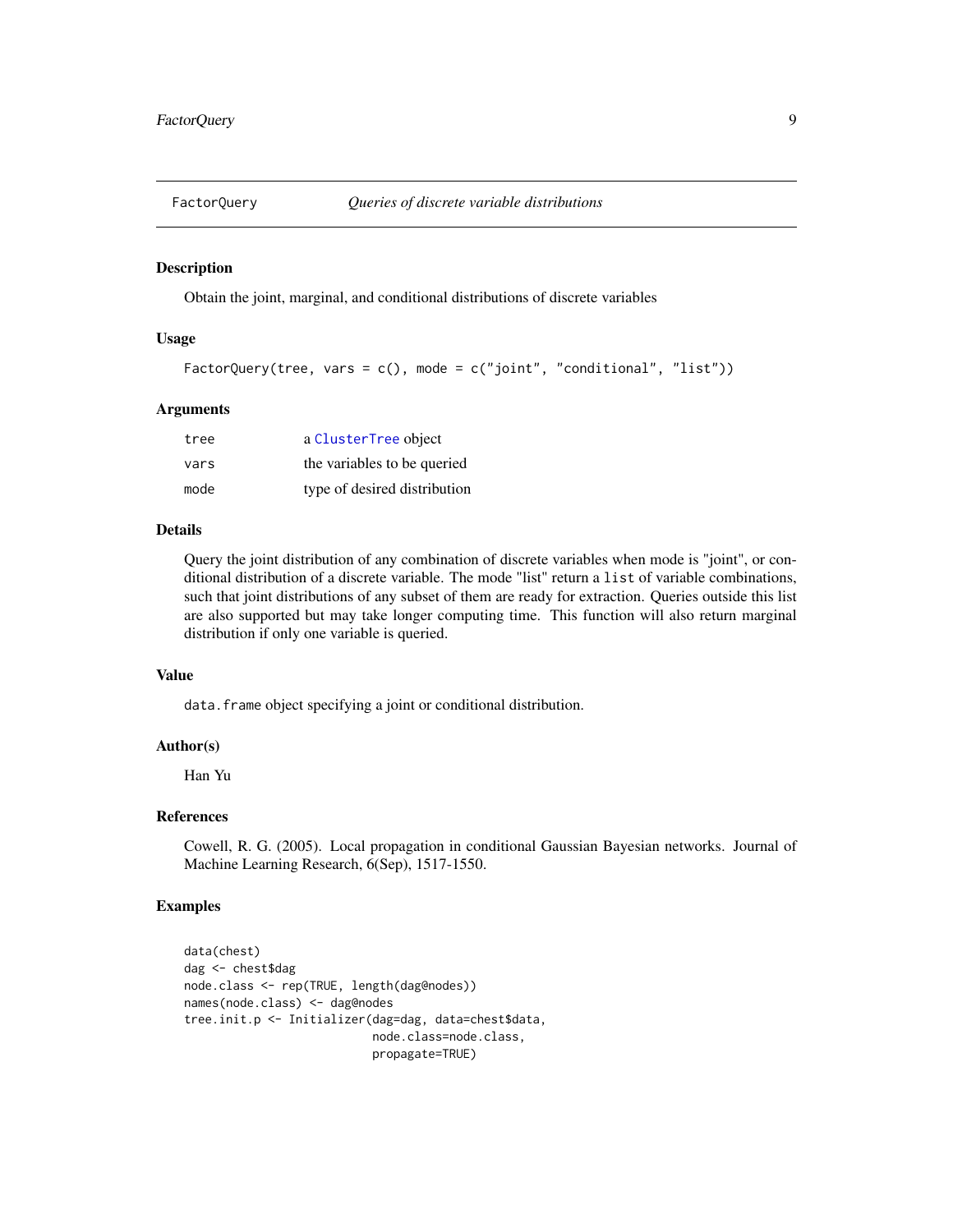FactorQuery *Queries of discrete variable distributions*

## Description

Obtain the joint, marginal, and conditional distributions of discrete variables

## Usage

```
FactorQuery(tree, vars = c(), mode = c("joint", "conditional", "list"))
```

## Arguments

| | |
|---|---|
| tree | a ClusterTree object |
| vars | the variables to be queried |
| mode | type of desired distribution |

## Details

Query the joint distribution of any combination of discrete variables when mode is "joint", or conditional distribution of a discrete variable. The mode "list" return a list of variable combinations, such that joint distributions of any subset of them are ready for extraction. Queries outside this list are also supported but may take longer computing time. This function will also return marginal distribution if only one variable is queried.

## Value

data.frame object specifying a joint or conditional distribution.

## Author(s)

Han Yu

## References

Cowell, R. G. (2005). Local propagation in conditional Gaussian Bayesian networks. Journal of Machine Learning Research, 6(Sep), 1517-1550.

## Examples

```
data(chest)
dag <- chest$dag
node.class <- rep(TRUE, length(dag@nodes))
names(node.class) <- dag@nodes
tree.init.p <- Initializer(dag=dag, data=chest$data,
                           node.class=node.class,
                           propagate=TRUE)
```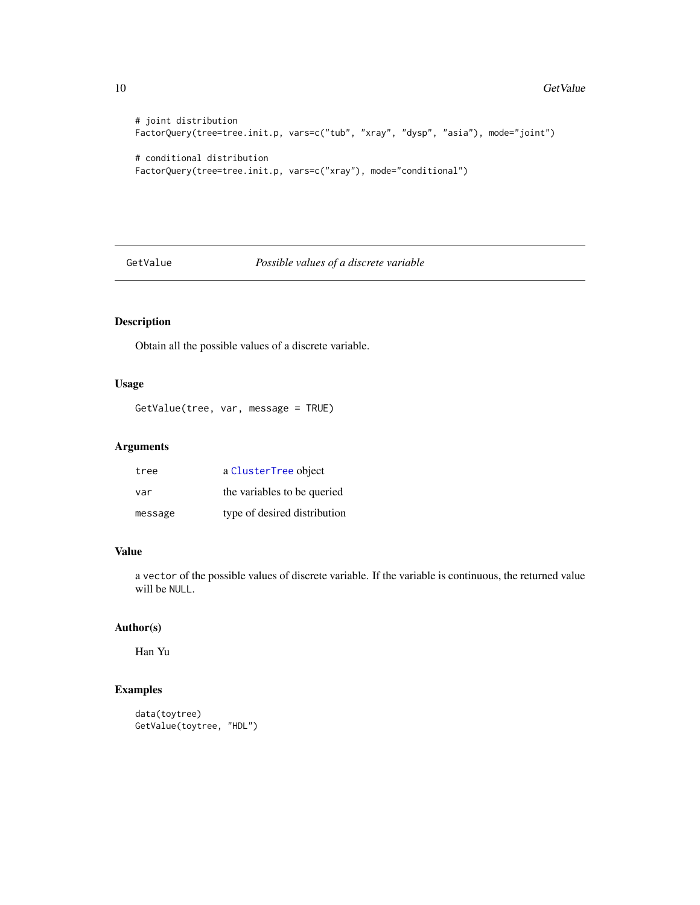```
# joint distribution
FactorQuery(tree=tree.init.p, vars=c("tub", "xray", "dysp", "asia"), mode="joint")

# conditional distribution
FactorQuery(tree=tree.init.p, vars=c("xray"), mode="conditional")
```

---

## GetValue — *Possible values of a discrete variable*

---

### Description

Obtain all the possible values of a discrete variable.

### Usage

```
GetValue(tree, var, message = TRUE)
```

### Arguments

| | |
|---|---|
| `tree` | a `ClusterTree` object |
| `var` | the variables to be queried |
| `message` | type of desired distribution |

### Value

a `vector` of the possible values of discrete variable. If the variable is continuous, the returned value will be `NULL`.

### Author(s)

Han Yu

### Examples

```
data(toytree)
GetValue(toytree, "HDL")
```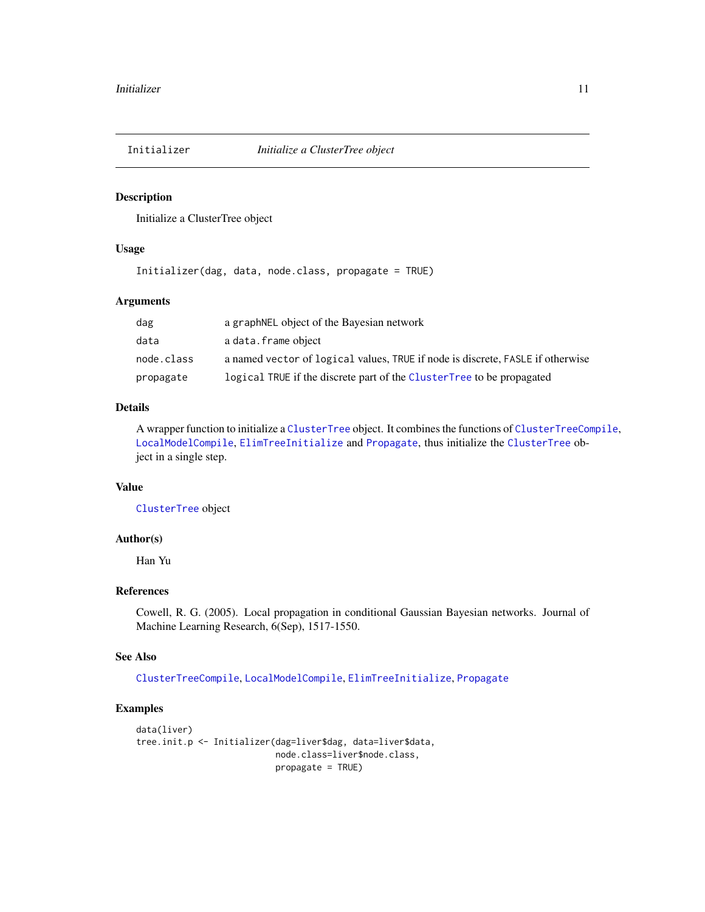Initializer *Initialize a ClusterTree object*

## Description

Initialize a ClusterTree object

## Usage

```
Initializer(dag, data, node.class, propagate = TRUE)
```

## Arguments

| | |
|---|---|
| dag | a graphNEL object of the Bayesian network |
| data | a data.frame object |
| node.class | a named vector of logical values, TRUE if node is discrete, FASLE if otherwise |
| propagate | logical TRUE if the discrete part of the ClusterTree to be propagated |

## Details

A wrapper function to initialize a ClusterTree object. It combines the functions of ClusterTreeCompile, LocalModelCompile, ElimTreeInitialize and Propagate, thus initialize the ClusterTree object in a single step.

## Value

ClusterTree object

## Author(s)

Han Yu

## References

Cowell, R. G. (2005). Local propagation in conditional Gaussian Bayesian networks. Journal of Machine Learning Research, 6(Sep), 1517-1550.

## See Also

ClusterTreeCompile, LocalModelCompile, ElimTreeInitialize, Propagate

## Examples

```
data(liver)
tree.init.p <- Initializer(dag=liver$dag, data=liver$data,
                           node.class=liver$node.class,
                           propagate = TRUE)
```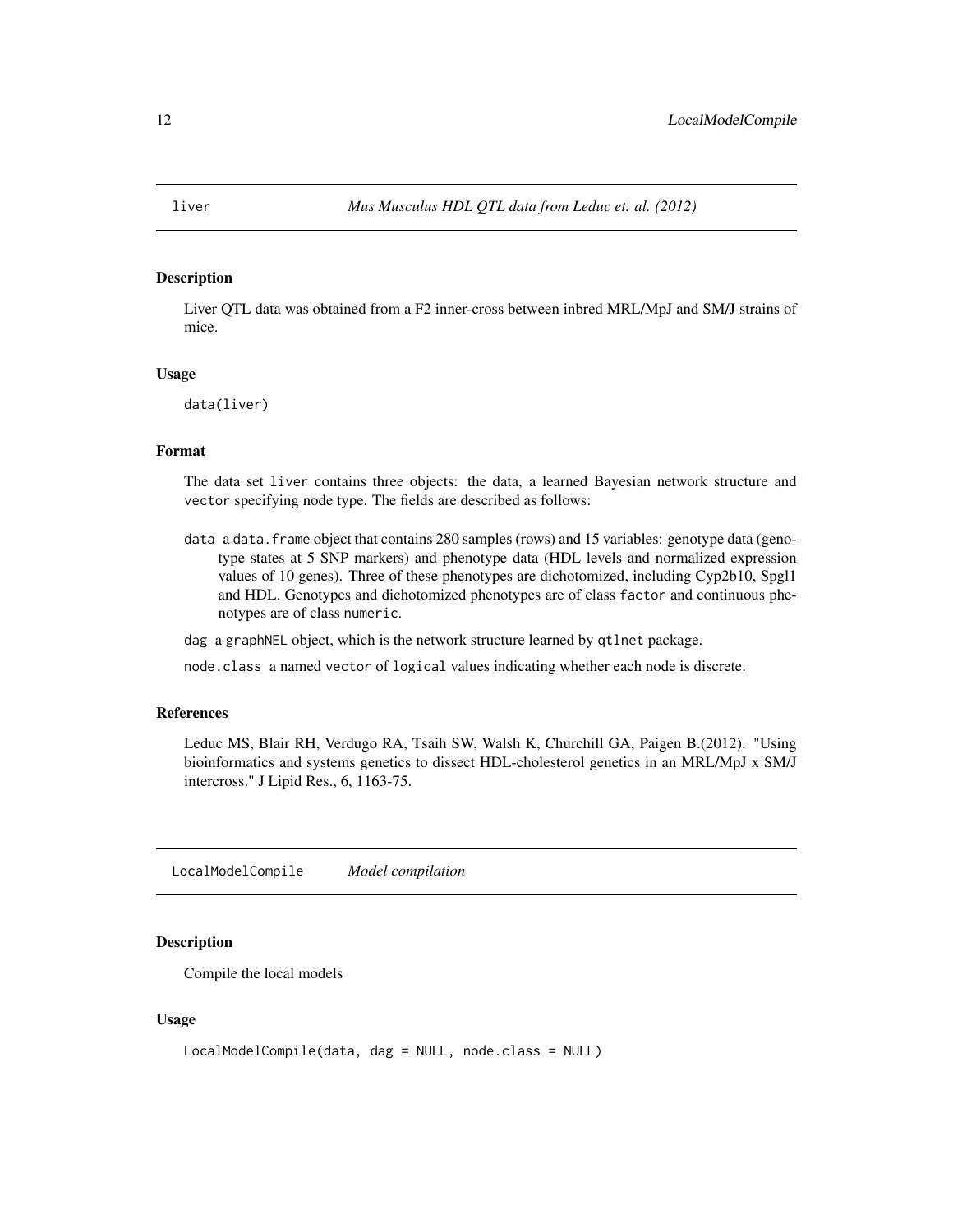## liver *Mus Musculus HDL QTL data from Leduc et. al. (2012)*

### Description

Liver QTL data was obtained from a F2 inner-cross between inbred MRL/MpJ and SM/J strains of mice.

### Usage

```
data(liver)
```

### Format

The data set `liver` contains three objects: the data, a learned Bayesian network structure and `vector` specifying node type. The fields are described as follows:

- `data` a `data.frame` object that contains 280 samples (rows) and 15 variables: genotype data (genotype states at 5 SNP markers) and phenotype data (HDL levels and normalized expression values of 10 genes). Three of these phenotypes are dichotomized, including Cyp2b10, Spgl1 and HDL. Genotypes and dichotomized phenotypes are of class `factor` and continuous phenotypes are of class `numeric`.
- `dag` a `graphNEL` object, which is the network structure learned by `qtlnet` package.
- `node.class` a named `vector` of `logical` values indicating whether each node is discrete.

### References

Leduc MS, Blair RH, Verdugo RA, Tsaih SW, Walsh K, Churchill GA, Paigen B.(2012). "Using bioinformatics and systems genetics to dissect HDL-cholesterol genetics in an MRL/MpJ x SM/J intercross." J Lipid Res., 6, 1163-75.

## LocalModelCompile *Model compilation*

### Description

Compile the local models

### Usage

```
LocalModelCompile(data, dag = NULL, node.class = NULL)
```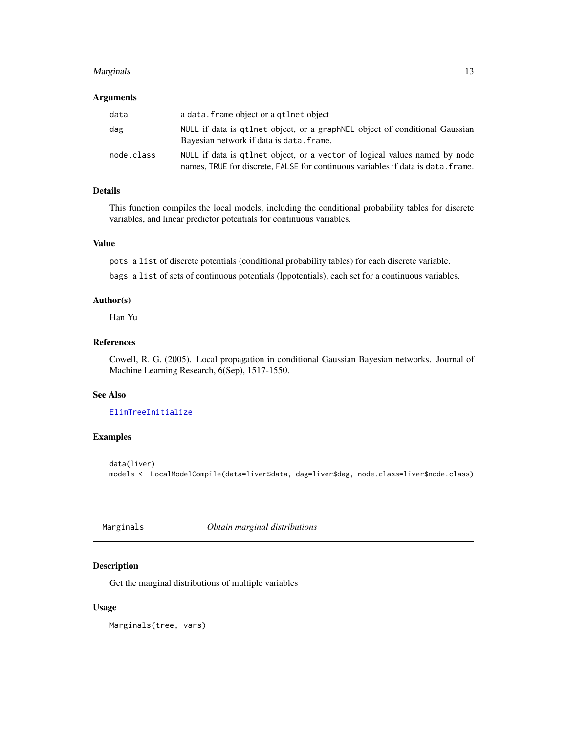### Arguments

| | |
|---|---|
| `data` | a `data.frame` object or a `qtlnet` object |
| `dag` | `NULL` if data is `qtlnet` object, or a `graphNEL` object of conditional Gaussian Bayesian network if data is `data.frame`. |
| `node.class` | `NULL` if data is `qtlnet` object, or a `vector` of logical values named by node names, `TRUE` for discrete, `FALSE` for continuous variables if data is `data.frame`. |

### Details

This function compiles the local models, including the conditional probability tables for discrete variables, and linear predictor potentials for continuous variables.

### Value

`pots` a `list` of discrete potentials (conditional probability tables) for each discrete variable.

`bags` a `list` of sets of continuous potentials (lppotentials), each set for a continuous variables.

### Author(s)

Han Yu

### References

Cowell, R. G. (2005). Local propagation in conditional Gaussian Bayesian networks. Journal of Machine Learning Research, 6(Sep), 1517-1550.

### See Also

`ElimTreeInitialize`

### Examples

```
data(liver)
models <- LocalModelCompile(data=liver$data, dag=liver$dag, node.class=liver$node.class)
```

---

## Marginals *Obtain marginal distributions*

### Description

Get the marginal distributions of multiple variables

### Usage

```
Marginals(tree, vars)
```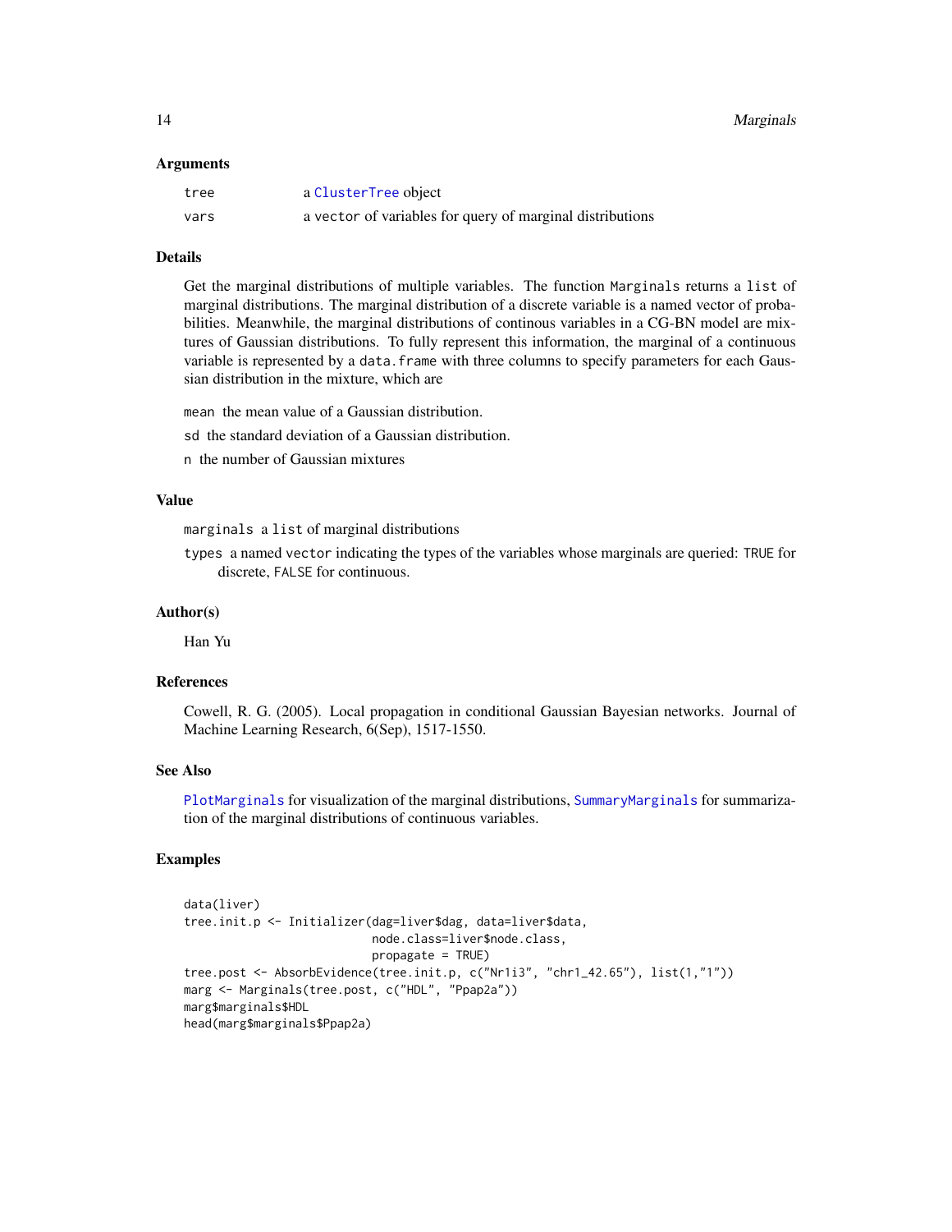### Arguments

| | |
|---|---|
| tree | a ClusterTree object |
| vars | a vector of variables for query of marginal distributions |

### Details

Get the marginal distributions of multiple variables. The function Marginals returns a list of marginal distributions. The marginal distribution of a discrete variable is a named vector of probabilities. Meanwhile, the marginal distributions of continous variables in a CG-BN model are mixtures of Gaussian distributions. To fully represent this information, the marginal of a continuous variable is represented by a data.frame with three columns to specify parameters for each Gaussian distribution in the mixture, which are

mean the mean value of a Gaussian distribution.

sd the standard deviation of a Gaussian distribution.

n the number of Gaussian mixtures

### Value

marginals a list of marginal distributions

types a named vector indicating the types of the variables whose marginals are queried: TRUE for discrete, FALSE for continuous.

### Author(s)

Han Yu

### References

Cowell, R. G. (2005). Local propagation in conditional Gaussian Bayesian networks. Journal of Machine Learning Research, 6(Sep), 1517-1550.

### See Also

PlotMarginals for visualization of the marginal distributions, SummaryMarginals for summarization of the marginal distributions of continuous variables.

### Examples

```
data(liver)
tree.init.p <- Initializer(dag=liver$dag, data=liver$data,
                           node.class=liver$node.class,
                           propagate = TRUE)
tree.post <- AbsorbEvidence(tree.init.p, c("Nr1i3", "chr1_42.65"), list(1,"1"))
marg <- Marginals(tree.post, c("HDL", "Ppap2a"))
marg$marginals$HDL
head(marg$marginals$Ppap2a)
```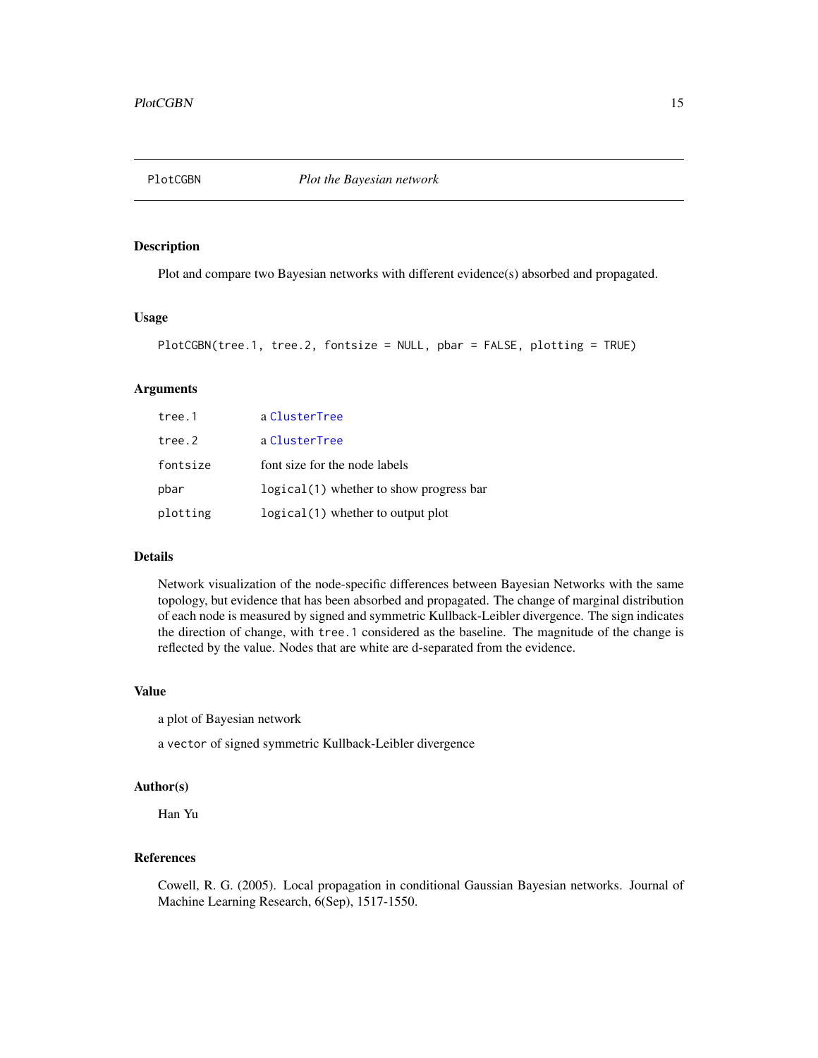## PlotCGBN *Plot the Bayesian network*

### Description

Plot and compare two Bayesian networks with different evidence(s) absorbed and propagated.

### Usage

```
PlotCGBN(tree.1, tree.2, fontsize = NULL, pbar = FALSE, plotting = TRUE)
```

### Arguments

| | |
|---|---|
| tree.1 | a ClusterTree |
| tree.2 | a ClusterTree |
| fontsize | font size for the node labels |
| pbar | logical(1) whether to show progress bar |
| plotting | logical(1) whether to output plot |

### Details

Network visualization of the node-specific differences between Bayesian Networks with the same topology, but evidence that has been absorbed and propagated. The change of marginal distribution of each node is measured by signed and symmetric Kullback-Leibler divergence. The sign indicates the direction of change, with `tree.1` considered as the baseline. The magnitude of the change is reflected by the value. Nodes that are white are d-separated from the evidence.

### Value

a plot of Bayesian network

a `vector` of signed symmetric Kullback-Leibler divergence

### Author(s)

Han Yu

### References

Cowell, R. G. (2005). Local propagation in conditional Gaussian Bayesian networks. Journal of Machine Learning Research, 6(Sep), 1517-1550.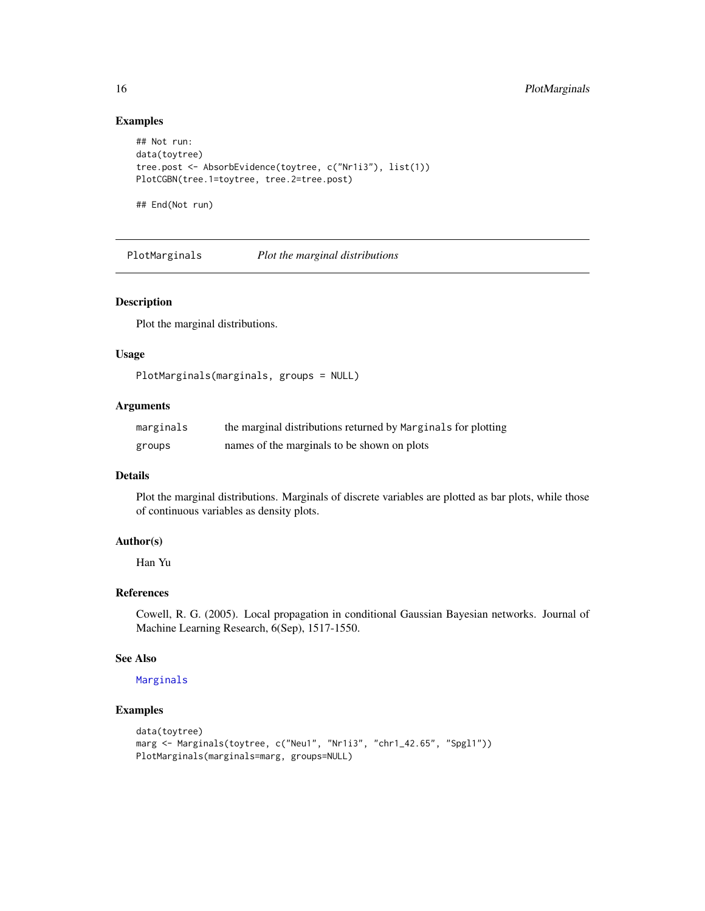## Examples

```
## Not run:
data(toytree)
tree.post <- AbsorbEvidence(toytree, c("Nr1i3"), list(1))
PlotCGBN(tree.1=toytree, tree.2=tree.post)

## End(Not run)
```

---

# PlotMarginals    *Plot the marginal distributions*

---

## Description

Plot the marginal distributions.

## Usage

```
PlotMarginals(marginals, groups = NULL)
```

## Arguments

| | |
|---|---|
| `marginals` | the marginal distributions returned by `Marginals` for plotting |
| `groups` | names of the marginals to be shown on plots |

## Details

Plot the marginal distributions. Marginals of discrete variables are plotted as bar plots, while those of continuous variables as density plots.

## Author(s)

Han Yu

## References

Cowell, R. G. (2005). Local propagation in conditional Gaussian Bayesian networks. Journal of Machine Learning Research, 6(Sep), 1517-1550.

## See Also

`Marginals`

## Examples

```
data(toytree)
marg <- Marginals(toytree, c("Neu1", "Nr1i3", "chr1_42.65", "Spgl1"))
PlotMarginals(marginals=marg, groups=NULL)
```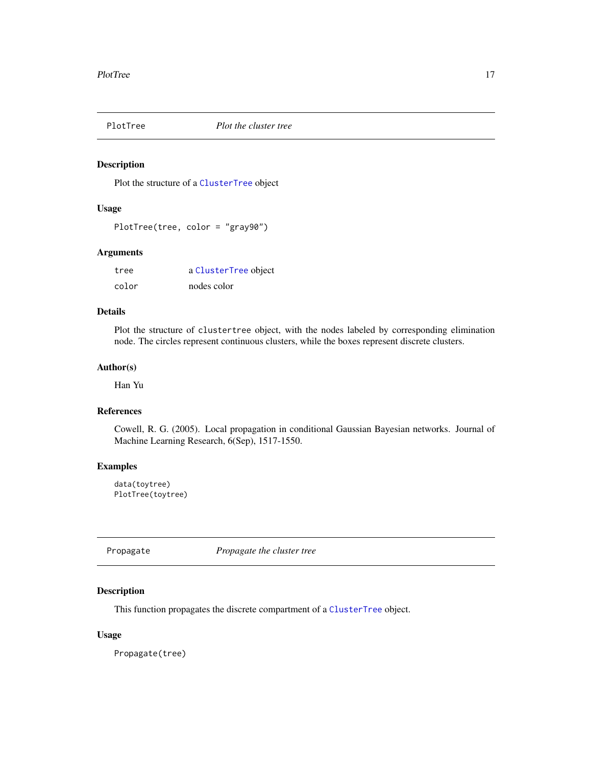## PlotTree — *Plot the cluster tree*

### Description

Plot the structure of a ClusterTree object

### Usage

```
PlotTree(tree, color = "gray90")
```

### Arguments

| | |
|---|---|
| tree | a ClusterTree object |
| color | nodes color |

### Details

Plot the structure of clustertree object, with the nodes labeled by corresponding elimination node. The circles represent continuous clusters, while the boxes represent discrete clusters.

### Author(s)

Han Yu

### References

Cowell, R. G. (2005). Local propagation in conditional Gaussian Bayesian networks. Journal of Machine Learning Research, 6(Sep), 1517-1550.

### Examples

```
data(toytree)
PlotTree(toytree)
```

## Propagate — *Propagate the cluster tree*

### Description

This function propagates the discrete compartment of a ClusterTree object.

### Usage

```
Propagate(tree)
```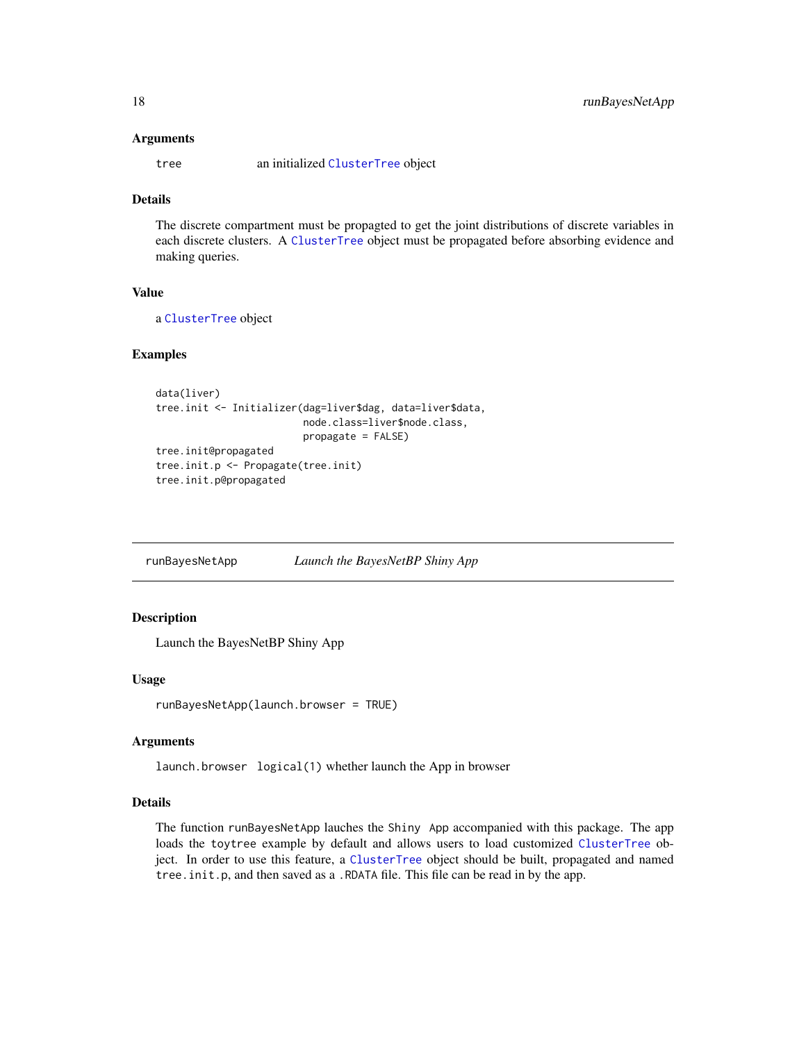### Arguments

tree          an initialized ClusterTree object

### Details

The discrete compartment must be propagted to get the joint distributions of discrete variables in each discrete clusters. A ClusterTree object must be propagated before absorbing evidence and making queries.

### Value

a ClusterTree object

### Examples

```
data(liver)
tree.init <- Initializer(dag=liver$dag, data=liver$data,
                         node.class=liver$node.class,
                         propagate = FALSE)
tree.init@propagated
tree.init.p <- Propagate(tree.init)
tree.init.p@propagated
```

---

## runBayesNetApp          *Launch the BayesNetBP Shiny App*

### Description

Launch the BayesNetBP Shiny App

### Usage

```
runBayesNetApp(launch.browser = TRUE)
```

### Arguments

launch.browser   logical(1) whether launch the App in browser

### Details

The function runBayesNetApp lauches the Shiny App accompanied with this package. The app loads the toytree example by default and allows users to load customized ClusterTree object. In order to use this feature, a ClusterTree object should be built, propagated and named tree.init.p, and then saved as a .RDATA file. This file can be read in by the app.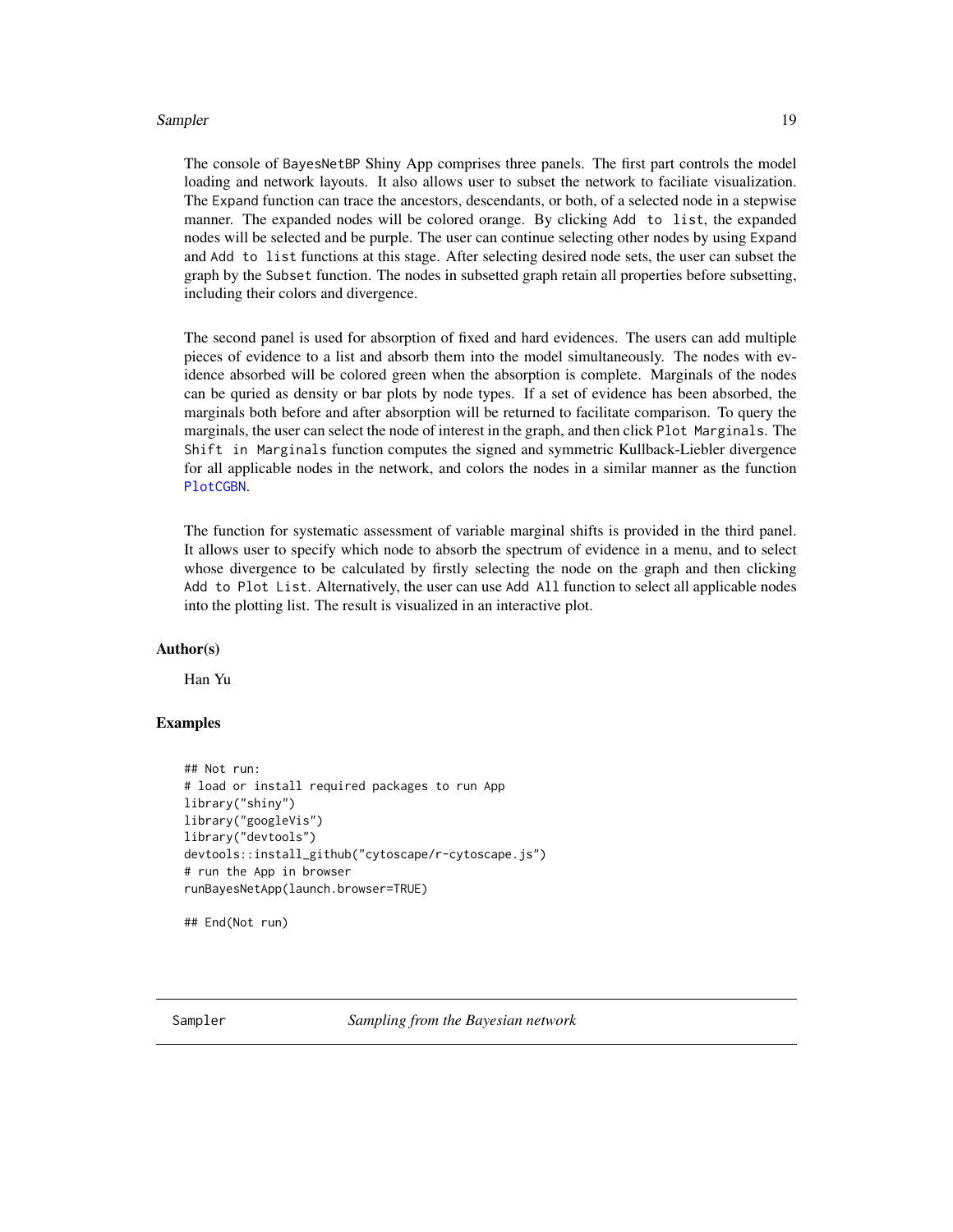The console of BayesNetBP Shiny App comprises three panels. The first part controls the model loading and network layouts. It also allows user to subset the network to faciliate visualization. The Expand function can trace the ancestors, descendants, or both, of a selected node in a stepwise manner. The expanded nodes will be colored orange. By clicking Add to list, the expanded nodes will be selected and be purple. The user can continue selecting other nodes by using Expand and Add to list functions at this stage. After selecting desired node sets, the user can subset the graph by the Subset function. The nodes in subsetted graph retain all properties before subsetting, including their colors and divergence.

The second panel is used for absorption of fixed and hard evidences. The users can add multiple pieces of evidence to a list and absorb them into the model simultaneously. The nodes with evidence absorbed will be colored green when the absorption is complete. Marginals of the nodes can be quried as density or bar plots by node types. If a set of evidence has been absorbed, the marginals both before and after absorption will be returned to facilitate comparison. To query the marginals, the user can select the node of interest in the graph, and then click Plot Marginals. The Shift in Marginals function computes the signed and symmetric Kullback-Liebler divergence for all applicable nodes in the network, and colors the nodes in a similar manner as the function PlotCGBN.

The function for systematic assessment of variable marginal shifts is provided in the third panel. It allows user to specify which node to absorb the spectrum of evidence in a menu, and to select whose divergence to be calculated by firstly selecting the node on the graph and then clicking Add to Plot List. Alternatively, the user can use Add All function to select all applicable nodes into the plotting list. The result is visualized in an interactive plot.

### Author(s)

Han Yu

### Examples

```
## Not run:
# load or install required packages to run App
library("shiny")
library("googleVis")
library("devtools")
devtools::install_github("cytoscape/r-cytoscape.js")
# run the App in browser
runBayesNetApp(launch.browser=TRUE)

## End(Not run)
```

## Sampler — *Sampling from the Bayesian network*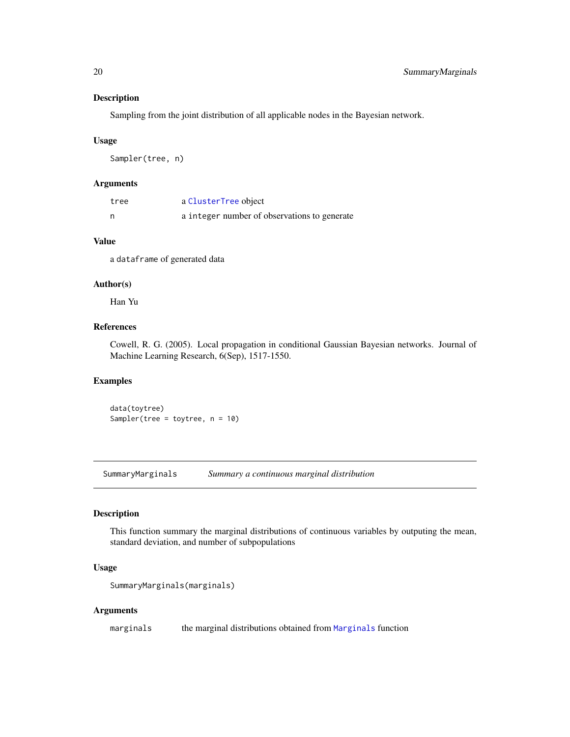### Description

Sampling from the joint distribution of all applicable nodes in the Bayesian network.

### Usage

```
Sampler(tree, n)
```

### Arguments

| | |
|---|---|
| `tree` | a `ClusterTree` object |
| `n` | a `integer` number of observations to generate |

### Value

a `dataframe` of generated data

### Author(s)

Han Yu

### References

Cowell, R. G. (2005). Local propagation in conditional Gaussian Bayesian networks. Journal of Machine Learning Research, 6(Sep), 1517-1550.

### Examples

```
data(toytree)
Sampler(tree = toytree, n = 10)
```

---

## SummaryMarginals — *Summary a continuous marginal distribution*

### Description

This function summary the marginal distributions of continuous variables by outputing the mean, standard deviation, and number of subpopulations

### Usage

```
SummaryMarginals(marginals)
```

### Arguments

| | |
|---|---|
| `marginals` | the marginal distributions obtained from `Marginals` function |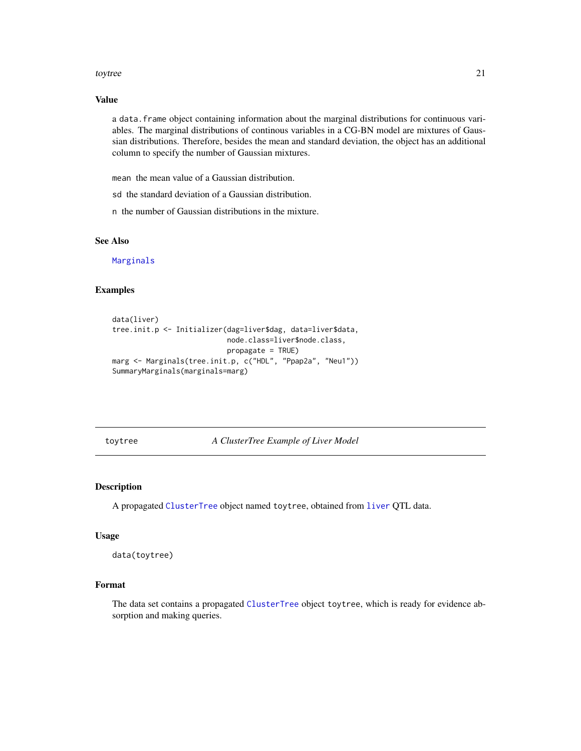## Value

a `data.frame` object containing information about the marginal distributions for continuous variables. The marginal distributions of continous variables in a CG-BN model are mixtures of Gaussian distributions. Therefore, besides the mean and standard deviation, the object has an additional column to specify the number of Gaussian mixtures.

`mean` the mean value of a Gaussian distribution.

`sd` the standard deviation of a Gaussian distribution.

`n` the number of Gaussian distributions in the mixture.

## See Also

Marginals

## Examples

```
data(liver)
tree.init.p <- Initializer(dag=liver$dag, data=liver$data,
                           node.class=liver$node.class,
                           propagate = TRUE)
marg <- Marginals(tree.init.p, c("HDL", "Ppap2a", "Neu1"))
SummaryMarginals(marginals=marg)
```

---

# toytree — *A ClusterTree Example of Liver Model*

## Description

A propagated ClusterTree object named `toytree`, obtained from liver QTL data.

## Usage

```
data(toytree)
```

## Format

The data set contains a propagated ClusterTree object `toytree`, which is ready for evidence absorption and making queries.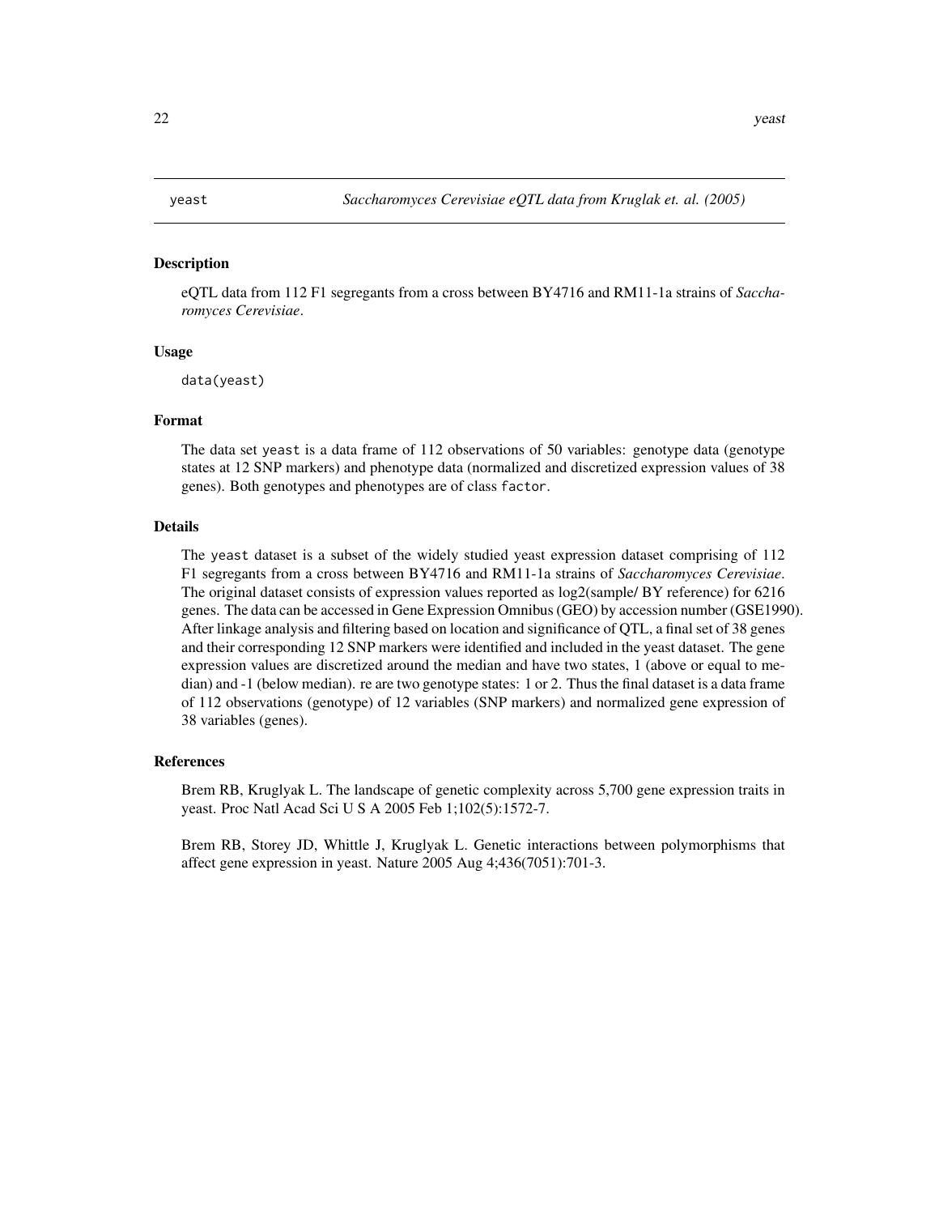## yeast — *Saccharomyces Cerevisiae eQTL data from Kruglak et. al. (2005)*

### Description

eQTL data from 112 F1 segregants from a cross between BY4716 and RM11-1a strains of *Saccharomyces Cerevisiae*.

### Usage

```
data(yeast)
```

### Format

The data set `yeast` is a data frame of 112 observations of 50 variables: genotype data (genotype states at 12 SNP markers) and phenotype data (normalized and discretized expression values of 38 genes). Both genotypes and phenotypes are of class `factor`.

### Details

The `yeast` dataset is a subset of the widely studied yeast expression dataset comprising of 112 F1 segregants from a cross between BY4716 and RM11-1a strains of *Saccharomyces Cerevisiae*. The original dataset consists of expression values reported as log2(sample/ BY reference) for 6216 genes. The data can be accessed in Gene Expression Omnibus (GEO) by accession number (GSE1990). After linkage analysis and filtering based on location and significance of QTL, a final set of 38 genes and their corresponding 12 SNP markers were identified and included in the yeast dataset. The gene expression values are discretized around the median and have two states, 1 (above or equal to median) and -1 (below median). re are two genotype states: 1 or 2. Thus the final dataset is a data frame of 112 observations (genotype) of 12 variables (SNP markers) and normalized gene expression of 38 variables (genes).

### References

Brem RB, Kruglyak L. The landscape of genetic complexity across 5,700 gene expression traits in yeast. Proc Natl Acad Sci U S A 2005 Feb 1;102(5):1572-7.

Brem RB, Storey JD, Whittle J, Kruglyak L. Genetic interactions between polymorphisms that affect gene expression in yeast. Nature 2005 Aug 4;436(7051):701-3.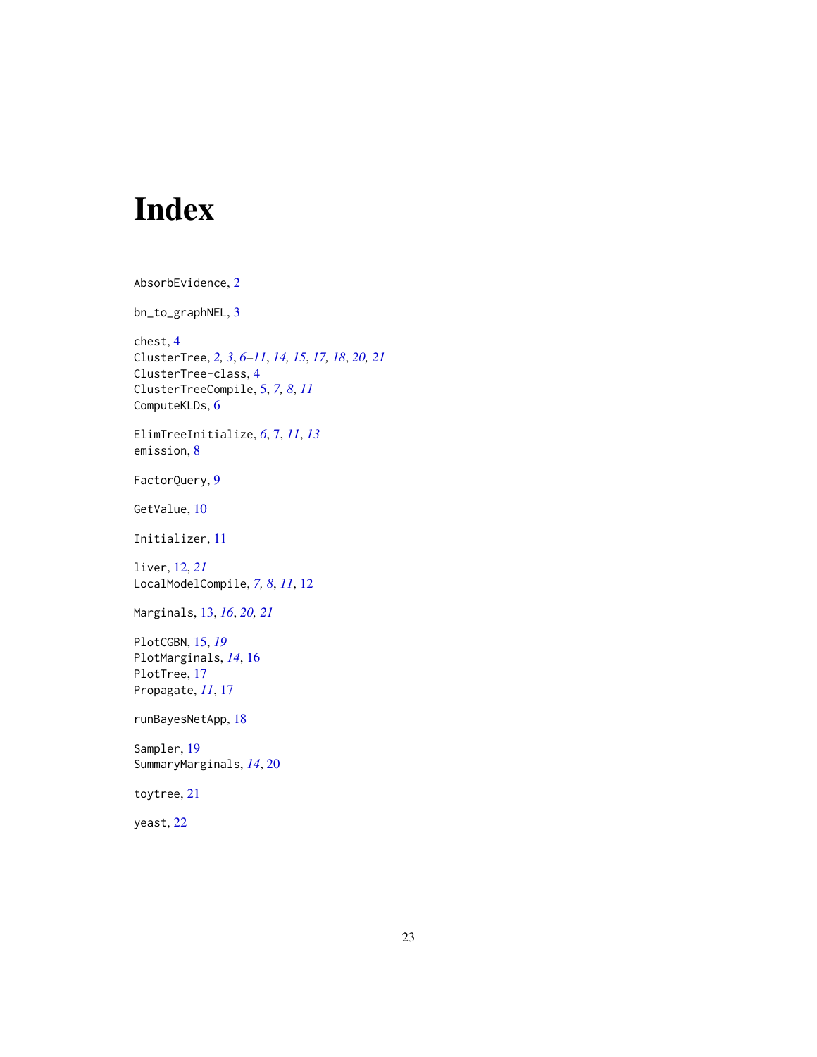# Index

AbsorbEvidence, 2

bn_to_graphNEL, 3

chest, 4
ClusterTree, *2, 3*, *6–11*, *14, 15*, *17, 18*, *20, 21*
ClusterTree-class, 4
ClusterTreeCompile, 5, *7, 8*, *11*
ComputeKLDs, 6

ElimTreeInitialize, *6*, 7, *11*, *13*
emission, 8

FactorQuery, 9

GetValue, 10

Initializer, 11

liver, 12, *21*
LocalModelCompile, *7, 8*, *11*, 12

Marginals, 13, *16*, *20, 21*

PlotCGBN, 15, *19*
PlotMarginals, *14*, 16
PlotTree, 17
Propagate, *11*, 17

runBayesNetApp, 18

Sampler, 19
SummaryMarginals, *14*, 20

toytree, 21

yeast, 22